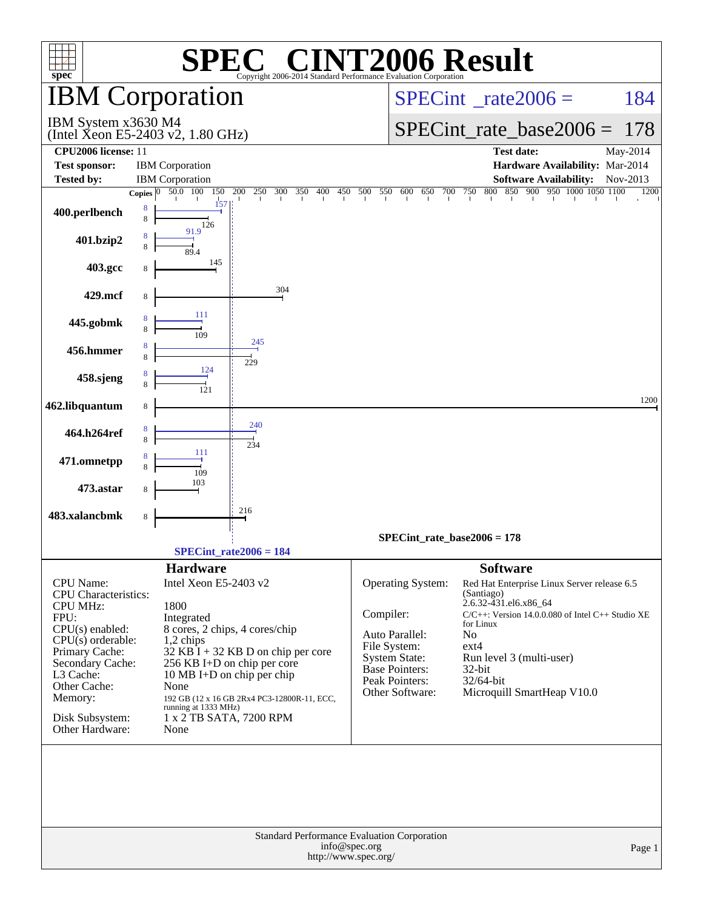# SPEC® CINT2006 Result

Copyright 2006-2014 Standard Performance Evaluation Corporation

## IBM Corporation

IBM System x3630 M4
(Intel Xeon E5-2403 v2, 1.80 GHz)

SPECint_rate2006 = 184

SPECint_rate_base2006 = 178

| | | | |
|---|---|---|---|
| **CPU2006 license:** | 11 | **Test date:** | May-2014 |
| **Test sponsor:** | IBM Corporation | **Hardware Availability:** | Mar-2014 |
| **Tested by:** | IBM Corporation | **Software Availability:** | Nov-2013 |

| Benchmark | Copies (peak) | Peak | Copies (base) | Base |
|---|---|---|---|---|
| 400.perlbench | 8 | 157 | 8 | 126 |
| 401.bzip2 | 8 | 91.9 | 8 | 89.4 |
| 403.gcc | | | 8 | 145 |
| 429.mcf | | | 8 | 304 |
| 445.gobmk | 8 | 111 | 8 | 109 |
| 456.hmmer | 8 | 245 | 8 | 229 |
| 458.sjeng | 8 | 124 | 8 | 121 |
| 462.libquantum | | | 8 | 1200 |
| 464.h264ref | 8 | 240 | 8 | 234 |
| 471.omnetpp | 8 | 111 | 8 | 109 |
| 473.astar | | | 8 | 103 |
| 483.xalancbmk | | | 8 | 216 |

SPECint_rate_base2006 = 178

SPECint_rate2006 = 184

### Hardware

| | |
|---|---|
| CPU Name: | Intel Xeon E5-2403 v2 |
| CPU Characteristics: | |
| CPU MHz: | 1800 |
| FPU: | Integrated |
| CPU(s) enabled: | 8 cores, 2 chips, 4 cores/chip |
| CPU(s) orderable: | 1,2 chips |
| Primary Cache: | 32 KB I + 32 KB D on chip per core |
| Secondary Cache: | 256 KB I+D on chip per core |
| L3 Cache: | 10 MB I+D on chip per chip |
| Other Cache: | None |
| Memory: | 192 GB (12 x 16 GB 2Rx4 PC3-12800R-11, ECC, running at 1333 MHz) |
| Disk Subsystem: | 1 x 2 TB SATA, 7200 RPM |
| Other Hardware: | None |

### Software

| | |
|---|---|
| Operating System: | Red Hat Enterprise Linux Server release 6.5 (Santiago) 2.6.32-431.el6.x86_64 |
| Compiler: | C/C++: Version 14.0.0.080 of Intel C++ Studio XE for Linux |
| Auto Parallel: | No |
| File System: | ext4 |
| System State: | Run level 3 (multi-user) |
| Base Pointers: | 32-bit |
| Peak Pointers: | 32/64-bit |
| Other Software: | Microquill SmartHeap V10.0 |

Standard Performance Evaluation Corporation
info@spec.org
http://www.spec.org/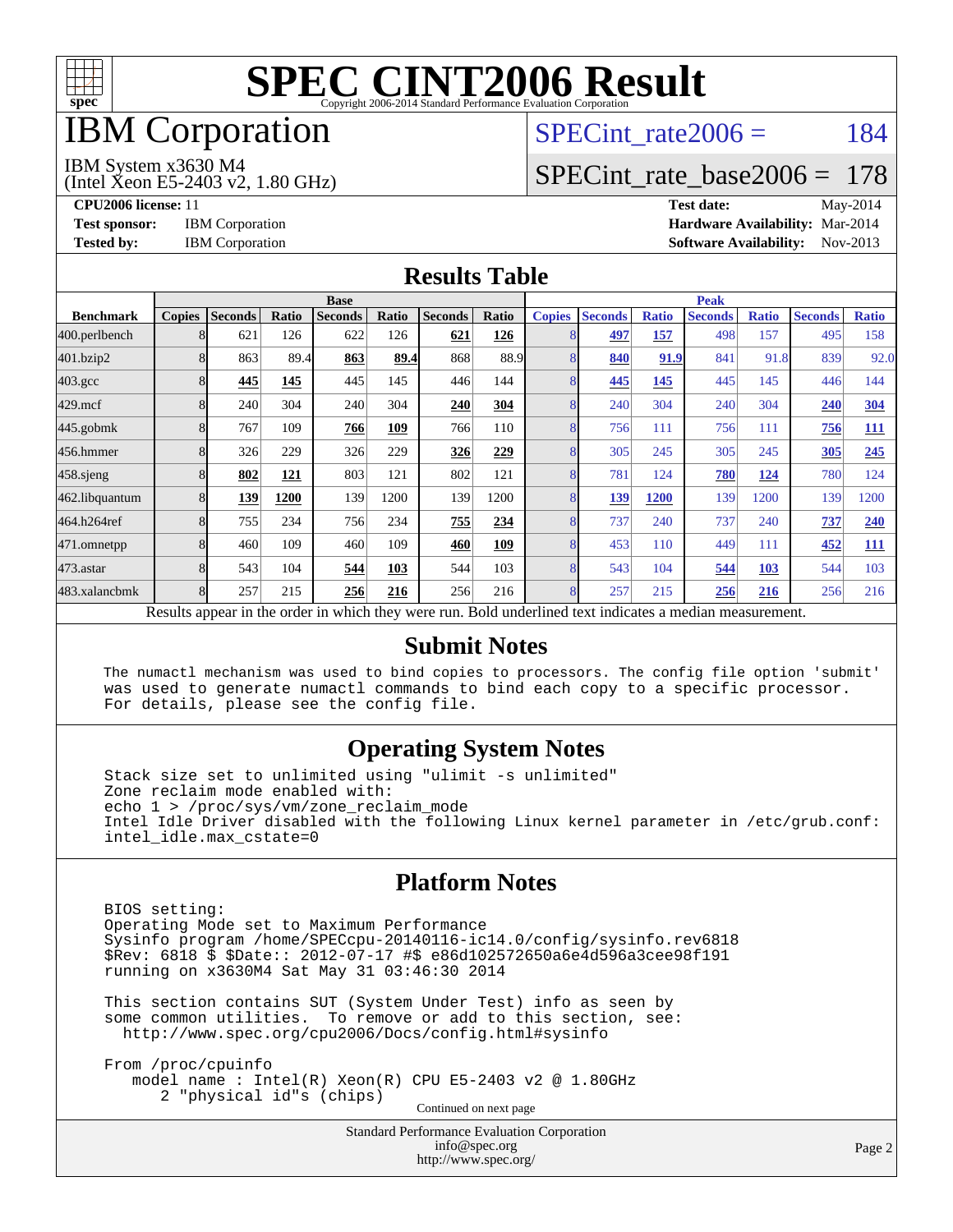# SPEC CINT2006 Result

Copyright 2006-2014 Standard Performance Evaluation Corporation

## IBM Corporation

IBM System x3630 M4
(Intel Xeon E5-2403 v2, 1.80 GHz)

SPECint_rate2006 = 184

SPECint_rate_base2006 = 178

**CPU2006 license:** 11
**Test sponsor:** IBM Corporation
**Tested by:** IBM Corporation

**Test date:** May-2014
**Hardware Availability:** Mar-2014
**Software Availability:** Nov-2013

## Results Table

| | Base | | | | | | | | Peak | | | | | | |
|---|---|---|---|---|---|---|---|---|---|---|---|---|---|---|---|
| **Benchmark** | **Copies** | **Seconds** | **Ratio** | **Seconds** | **Ratio** | **Seconds** | **Ratio** | **Copies** | **Seconds** | **Ratio** | **Seconds** | **Ratio** | **Seconds** | **Ratio** |
| 400.perlbench | 8 | 621 | 126 | 622 | 126 | **621** | **126** | 8 | **497** | **157** | 498 | 157 | 495 | 158 |
| 401.bzip2 | 8 | 863 | 89.4 | **863** | **89.4** | 868 | 88.9 | 8 | **840** | **91.9** | 841 | 91.8 | 839 | 92.0 |
| 403.gcc | 8 | **445** | **145** | 445 | 145 | 446 | 144 | 8 | **445** | **145** | 445 | 145 | 446 | 144 |
| 429.mcf | 8 | 240 | 304 | 240 | 304 | **240** | **304** | 8 | 240 | 304 | 240 | 304 | **240** | **304** |
| 445.gobmk | 8 | 767 | 109 | **766** | **109** | 766 | 110 | 8 | 756 | 111 | 756 | 111 | **756** | **111** |
| 456.hmmer | 8 | 326 | 229 | 326 | 229 | **326** | **229** | 8 | 305 | 245 | 305 | 245 | **305** | **245** |
| 458.sjeng | 8 | **802** | **121** | 803 | 121 | 802 | 121 | 8 | 781 | 124 | **780** | **124** | 780 | 124 |
| 462.libquantum | 8 | **139** | **1200** | 139 | 1200 | 139 | 1200 | 8 | **139** | **1200** | 139 | 1200 | 139 | 1200 |
| 464.h264ref | 8 | 755 | 234 | 756 | 234 | **755** | **234** | 8 | 737 | 240 | 737 | 240 | **737** | **240** |
| 471.omnetpp | 8 | 460 | 109 | 460 | 109 | **460** | **109** | 8 | 453 | 110 | 449 | 111 | **452** | **111** |
| 473.astar | 8 | 543 | 104 | **544** | **103** | 544 | 103 | 8 | 543 | 104 | **544** | **103** | 544 | 103 |
| 483.xalancbmk | 8 | 257 | 215 | **256** | **216** | 256 | 216 | 8 | 257 | 215 | **256** | **216** | 256 | 216 |

Results appear in the order in which they were run. Bold underlined text indicates a median measurement.

## Submit Notes

```
The numactl mechanism was used to bind copies to processors. The config file option 'submit'
was used to generate numactl commands to bind each copy to a specific processor.
For details, please see the config file.
```

## Operating System Notes

```
Stack size set to unlimited using "ulimit -s unlimited"
Zone reclaim mode enabled with:
echo 1 > /proc/sys/vm/zone_reclaim_mode
Intel Idle Driver disabled with the following Linux kernel parameter in /etc/grub.conf:
intel_idle.max_cstate=0
```

## Platform Notes

```
BIOS setting:
Operating Mode set to Maximum Performance
Sysinfo program /home/SPECcpu-20140116-ic14.0/config/sysinfo.rev6818
$Rev: 6818 $ $Date:: 2012-07-17 #$ e86d102572650a6e4d596a3cee98f191
running on x3630M4 Sat May 31 03:46:30 2014

This section contains SUT (System Under Test) info as seen by
some common utilities.  To remove or add to this section, see:
  http://www.spec.org/cpu2006/Docs/config.html#sysinfo

From /proc/cpuinfo
   model name : Intel(R) Xeon(R) CPU E5-2403 v2 @ 1.80GHz
      2 "physical id"s (chips)
```

Continued on next page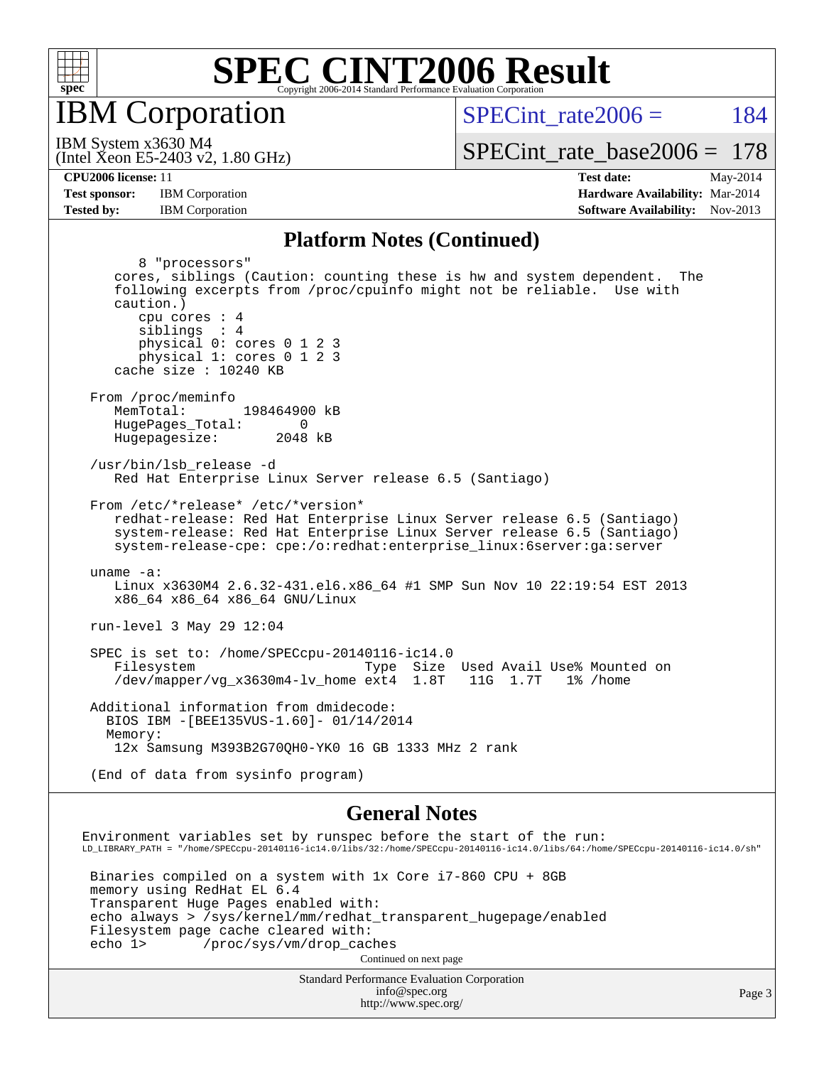# SPEC CINT2006 Result

## IBM Corporation

IBM System x3630 M4
(Intel Xeon E5-2403 v2, 1.80 GHz)

SPECint_rate2006 = 184

SPECint_rate_base2006 = 178

| | | | |
|---|---|---|---|
| **CPU2006 license:** 11 | | **Test date:** | May-2014 |
| **Test sponsor:** | IBM Corporation | **Hardware Availability:** | Mar-2014 |
| **Tested by:** | IBM Corporation | **Software Availability:** | Nov-2013 |

### Platform Notes (Continued)

```
        8 "processors"
     cores, siblings (Caution: counting these is hw and system dependent.  The
     following excerpts from /proc/cpuinfo might not be reliable.  Use with
     caution.)
        cpu cores : 4
        siblings  : 4
        physical 0: cores 0 1 2 3
        physical 1: cores 0 1 2 3
     cache size : 10240 KB

  From /proc/meminfo
     MemTotal:       198464900 kB
     HugePages_Total:       0
     Hugepagesize:       2048 kB

  /usr/bin/lsb_release -d
     Red Hat Enterprise Linux Server release 6.5 (Santiago)

  From /etc/*release* /etc/*version*
     redhat-release: Red Hat Enterprise Linux Server release 6.5 (Santiago)
     system-release: Red Hat Enterprise Linux Server release 6.5 (Santiago)
     system-release-cpe: cpe:/o:redhat:enterprise_linux:6server:ga:server

  uname -a:
     Linux x3630M4 2.6.32-431.el6.x86_64 #1 SMP Sun Nov 10 22:19:54 EST 2013
     x86_64 x86_64 x86_64 GNU/Linux

  run-level 3 May 29 12:04

  SPEC is set to: /home/SPECcpu-20140116-ic14.0
     Filesystem                     Type  Size  Used Avail Use% Mounted on
     /dev/mapper/vg_x3630m4-lv_home ext4  1.8T   11G  1.7T   1% /home

  Additional information from dmidecode:
    BIOS IBM -[BEE135VUS-1.60]- 01/14/2014
    Memory:
     12x Samsung M393B2G70QH0-YK0 16 GB 1333 MHz 2 rank

  (End of data from sysinfo program)
```

### General Notes

```
 Environment variables set by runspec before the start of the run:
 LD_LIBRARY_PATH = "/home/SPECcpu-20140116-ic14.0/libs/32:/home/SPECcpu-20140116-ic14.0/libs/64:/home/SPECcpu-20140116-ic14.0/sh"

  Binaries compiled on a system with 1x Core i7-860 CPU + 8GB
  memory using RedHat EL 6.4
  Transparent Huge Pages enabled with:
  echo always > /sys/kernel/mm/redhat_transparent_hugepage/enabled
  Filesystem page cache cleared with:
  echo 1>       /proc/sys/vm/drop_caches
```

Continued on next page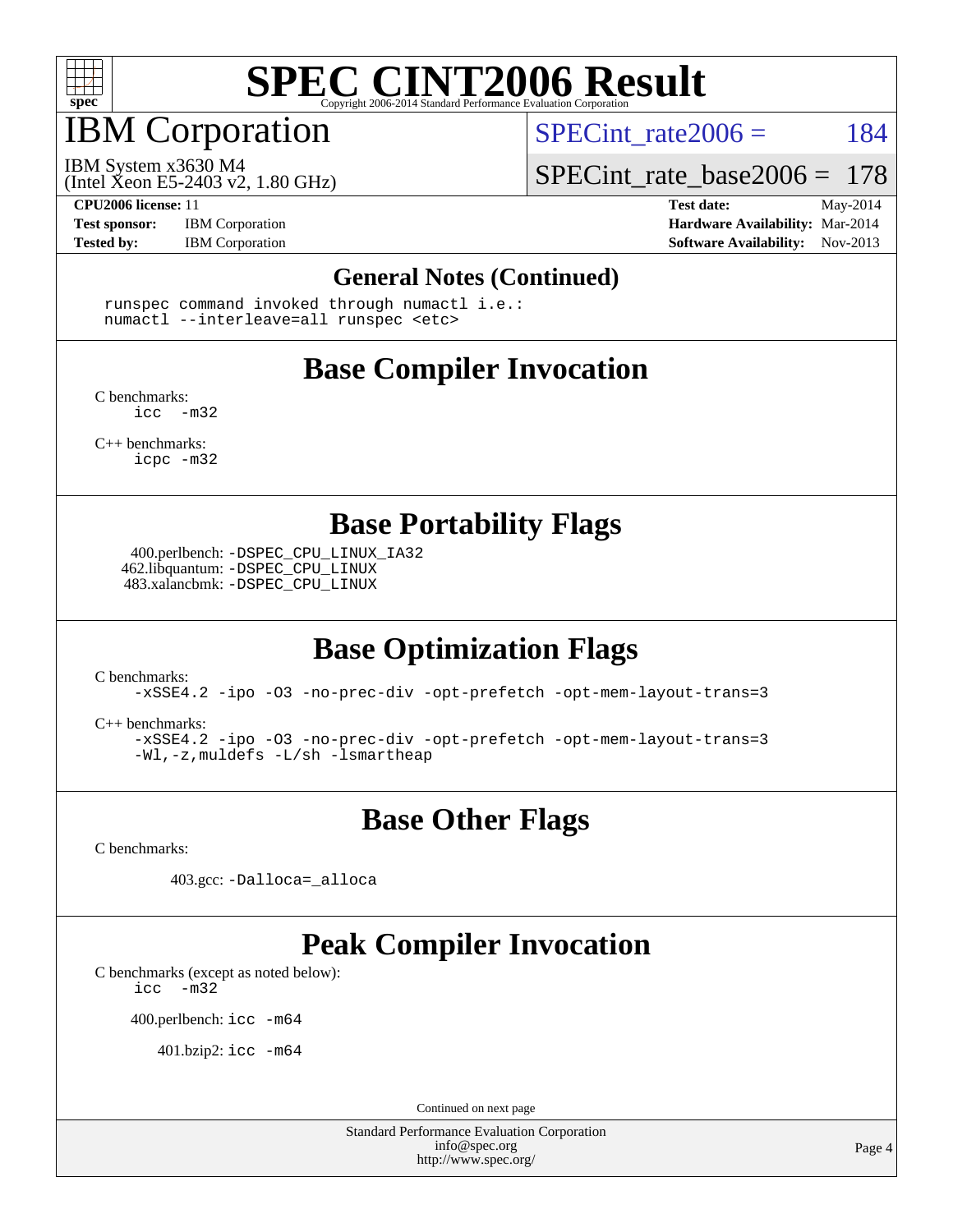# SPEC CINT2006 Result

## IBM Corporation

IBM System x3630 M4
(Intel Xeon E5-2403 v2, 1.80 GHz)

SPECint_rate2006 = 184

SPECint_rate_base2006 = 178

**CPU2006 license:** 11
**Test sponsor:** IBM Corporation
**Tested by:** IBM Corporation

**Test date:** May-2014
**Hardware Availability:** Mar-2014
**Software Availability:** Nov-2013

### General Notes (Continued)

```
runspec command invoked through numactl i.e.:
numactl --interleave=all runspec <etc>
```

## Base Compiler Invocation

C benchmarks:
```
icc  -m32
```

C++ benchmarks:
```
icpc -m32
```

## Base Portability Flags

400.perlbench: `-DSPEC_CPU_LINUX_IA32`
462.libquantum: `-DSPEC_CPU_LINUX`
483.xalancbmk: `-DSPEC_CPU_LINUX`

## Base Optimization Flags

C benchmarks:
```
-xSSE4.2 -ipo -O3 -no-prec-div -opt-prefetch -opt-mem-layout-trans=3
```

C++ benchmarks:
```
-xSSE4.2 -ipo -O3 -no-prec-div -opt-prefetch -opt-mem-layout-trans=3
-Wl,-z,muldefs -L/sh -lsmartheap
```

## Base Other Flags

C benchmarks:

403.gcc: `-Dalloca=_alloca`

## Peak Compiler Invocation

C benchmarks (except as noted below):
```
icc  -m32
```

400.perlbench: `icc -m64`

401.bzip2: `icc -m64`

Continued on next page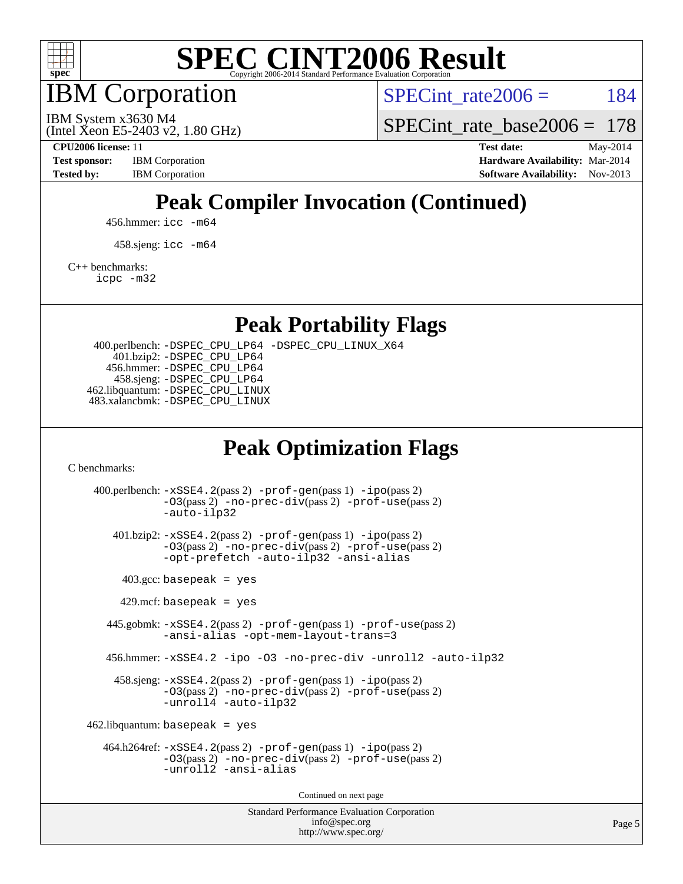# SPEC CINT2006 Result

# IBM Corporation

IBM System x3630 M4
(Intel Xeon E5-2403 v2, 1.80 GHz)

SPECint_rate2006 = 184

SPECint_rate_base2006 = 178

**CPU2006 license:** 11
**Test sponsor:** IBM Corporation
**Tested by:** IBM Corporation

**Test date:** May-2014
**Hardware Availability:** Mar-2014
**Software Availability:** Nov-2013

## Peak Compiler Invocation (Continued)

456.hmmer: `icc -m64`

458.sjeng: `icc -m64`

C++ benchmarks:
`icpc -m32`

## Peak Portability Flags

400.perlbench: `-DSPEC_CPU_LP64 -DSPEC_CPU_LINUX_X64`
401.bzip2: `-DSPEC_CPU_LP64`
456.hmmer: `-DSPEC_CPU_LP64`
458.sjeng: `-DSPEC_CPU_LP64`
462.libquantum: `-DSPEC_CPU_LINUX`
483.xalancbmk: `-DSPEC_CPU_LINUX`

## Peak Optimization Flags

C benchmarks:

400.perlbench: `-xSSE4.2`(pass 2) `-prof-gen`(pass 1) `-ipo`(pass 2) `-O3`(pass 2) `-no-prec-div`(pass 2) `-prof-use`(pass 2) `-auto-ilp32`

401.bzip2: `-xSSE4.2`(pass 2) `-prof-gen`(pass 1) `-ipo`(pass 2) `-O3`(pass 2) `-no-prec-div`(pass 2) `-prof-use`(pass 2) `-opt-prefetch -auto-ilp32 -ansi-alias`

403.gcc: `basepeak = yes`

429.mcf: `basepeak = yes`

445.gobmk: `-xSSE4.2`(pass 2) `-prof-gen`(pass 1) `-prof-use`(pass 2) `-ansi-alias -opt-mem-layout-trans=3`

456.hmmer: `-xSSE4.2 -ipo -O3 -no-prec-div -unroll2 -auto-ilp32`

458.sjeng: `-xSSE4.2`(pass 2) `-prof-gen`(pass 1) `-ipo`(pass 2) `-O3`(pass 2) `-no-prec-div`(pass 2) `-prof-use`(pass 2) `-unroll4 -auto-ilp32`

462.libquantum: `basepeak = yes`

464.h264ref: `-xSSE4.2`(pass 2) `-prof-gen`(pass 1) `-ipo`(pass 2) `-O3`(pass 2) `-no-prec-div`(pass 2) `-prof-use`(pass 2) `-unroll2 -ansi-alias`

Continued on next page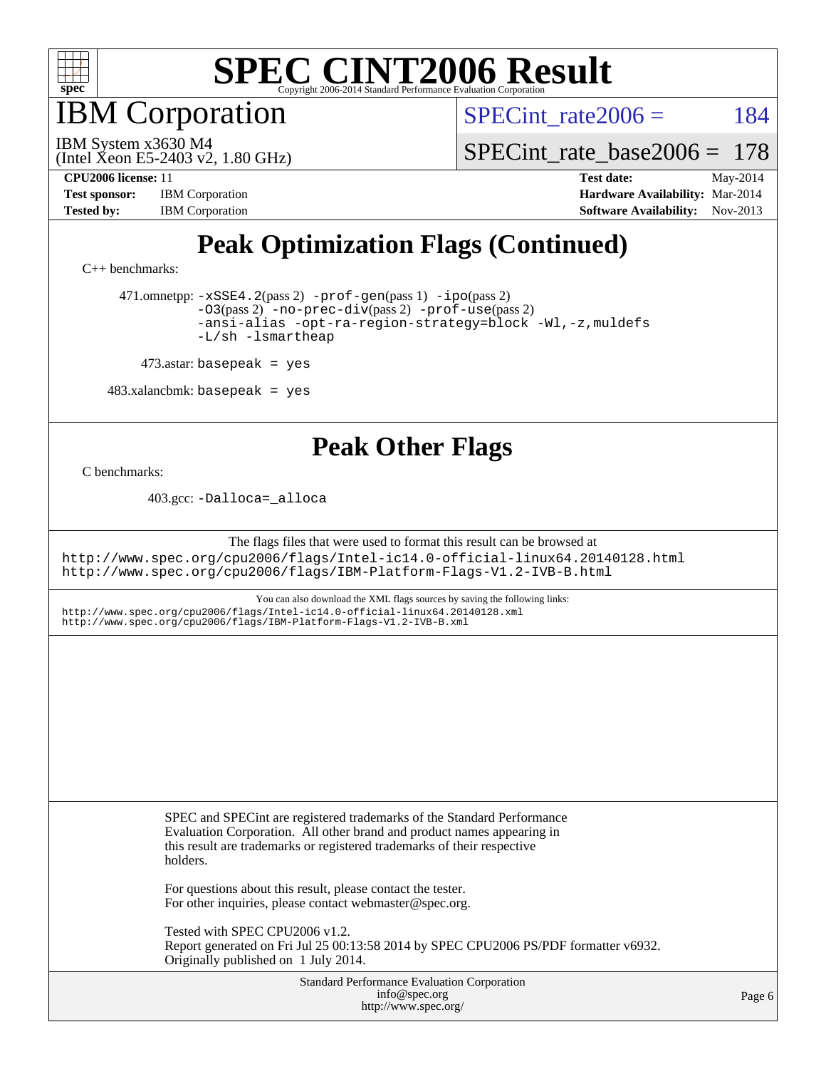# SPEC CINT2006 Result

Copyright 2006-2014 Standard Performance Evaluation Corporation

# IBM Corporation

IBM System x3630 M4
(Intel Xeon E5-2403 v2, 1.80 GHz)

SPECint_rate2006 = 184

SPECint_rate_base2006 = 178

**CPU2006 license:** 11
**Test sponsor:** IBM Corporation
**Tested by:** IBM Corporation

**Test date:** May-2014
**Hardware Availability:** Mar-2014
**Software Availability:** Nov-2013

## Peak Optimization Flags (Continued)

C++ benchmarks:

471.omnetpp: `-xSSE4.2`(pass 2) `-prof-gen`(pass 1) `-ipo`(pass 2) `-O3`(pass 2) `-no-prec-div`(pass 2) `-prof-use`(pass 2) `-ansi-alias` `-opt-ra-region-strategy=block` `-Wl,-z,muldefs` `-L/sh -lsmartheap`

473.astar: `basepeak = yes`

483.xalancbmk: `basepeak = yes`

## Peak Other Flags

C benchmarks:

403.gcc: `-Dalloca=_alloca`

The flags files that were used to format this result can be browsed at
http://www.spec.org/cpu2006/flags/Intel-ic14.0-official-linux64.20140128.html
http://www.spec.org/cpu2006/flags/IBM-Platform-Flags-V1.2-IVB-B.html

You can also download the XML flags sources by saving the following links:
http://www.spec.org/cpu2006/flags/Intel-ic14.0-official-linux64.20140128.xml
http://www.spec.org/cpu2006/flags/IBM-Platform-Flags-V1.2-IVB-B.xml

SPEC and SPECint are registered trademarks of the Standard Performance Evaluation Corporation. All other brand and product names appearing in this result are trademarks or registered trademarks of their respective holders.

For questions about this result, please contact the tester.
For other inquiries, please contact webmaster@spec.org.

Tested with SPEC CPU2006 v1.2.
Report generated on Fri Jul 25 00:13:58 2014 by SPEC CPU2006 PS/PDF formatter v6932.
Originally published on 1 July 2014.

Standard Performance Evaluation Corporation
info@spec.org
http://www.spec.org/